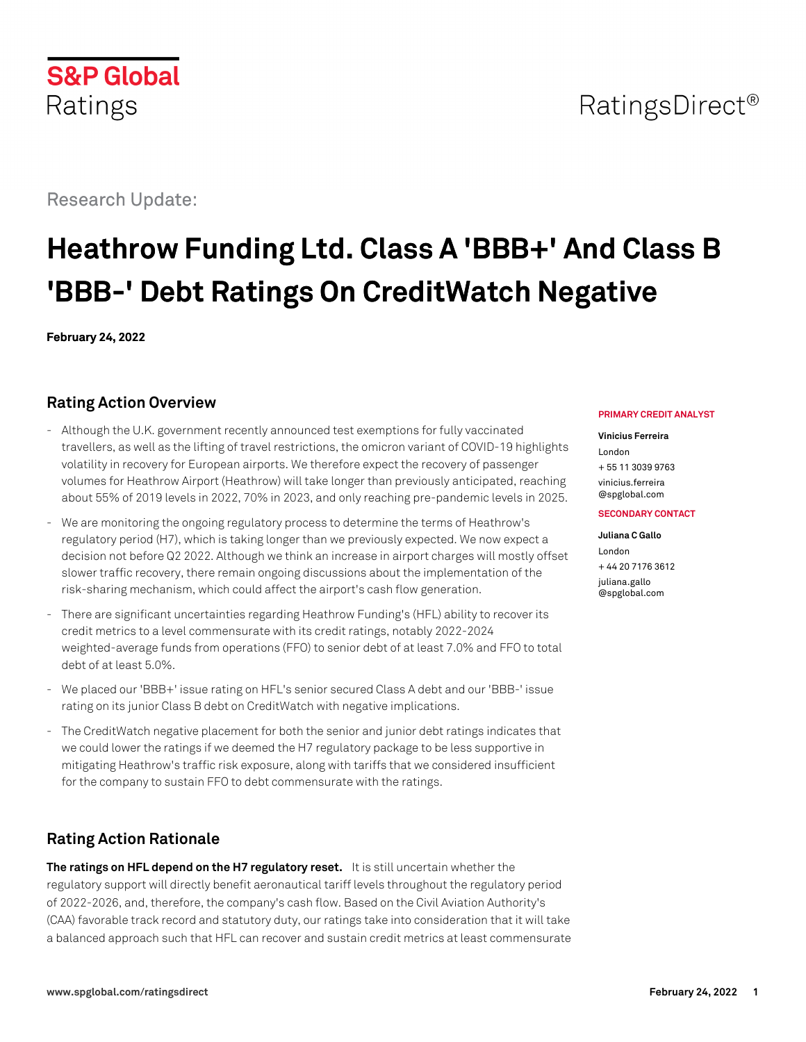S&P Global Ratings

RatingsDirect®

Research Update:

# Heathrow Funding Ltd. Class A 'BBB+' And Class B 'BBB-' Debt Ratings On CreditWatch Negative

**February 24, 2022**

## Rating Action Overview

- Although the U.K. government recently announced test exemptions for fully vaccinated travellers, as well as the lifting of travel restrictions, the omicron variant of COVID-19 highlights volatility in recovery for European airports. We therefore expect the recovery of passenger volumes for Heathrow Airport (Heathrow) will take longer than previously anticipated, reaching about 55% of 2019 levels in 2022, 70% in 2023, and only reaching pre-pandemic levels in 2025.
- We are monitoring the ongoing regulatory process to determine the terms of Heathrow's regulatory period (H7), which is taking longer than we previously expected. We now expect a decision not before Q2 2022. Although we think an increase in airport charges will mostly offset slower traffic recovery, there remain ongoing discussions about the implementation of the risk-sharing mechanism, which could affect the airport's cash flow generation.
- There are significant uncertainties regarding Heathrow Funding's (HFL) ability to recover its credit metrics to a level commensurate with its credit ratings, notably 2022-2024 weighted-average funds from operations (FFO) to senior debt of at least 7.0% and FFO to total debt of at least 5.0%.
- We placed our 'BBB+' issue rating on HFL's senior secured Class A debt and our 'BBB-' issue rating on its junior Class B debt on CreditWatch with negative implications.
- The CreditWatch negative placement for both the senior and junior debt ratings indicates that we could lower the ratings if we deemed the H7 regulatory package to be less supportive in mitigating Heathrow's traffic risk exposure, along with tariffs that we considered insufficient for the company to sustain FFO to debt commensurate with the ratings.

**PRIMARY CREDIT ANALYST**

**Vinicius Ferreira**
London
+ 55 11 3039 9763
vinicius.ferreira
@spglobal.com

**SECONDARY CONTACT**

**Juliana C Gallo**
London
+ 44 20 7176 3612
juliana.gallo
@spglobal.com

## Rating Action Rationale

**The ratings on HFL depend on the H7 regulatory reset.** It is still uncertain whether the regulatory support will directly benefit aeronautical tariff levels throughout the regulatory period of 2022-2026, and, therefore, the company's cash flow. Based on the Civil Aviation Authority's (CAA) favorable track record and statutory duty, our ratings take into consideration that it will take a balanced approach such that HFL can recover and sustain credit metrics at least commensurate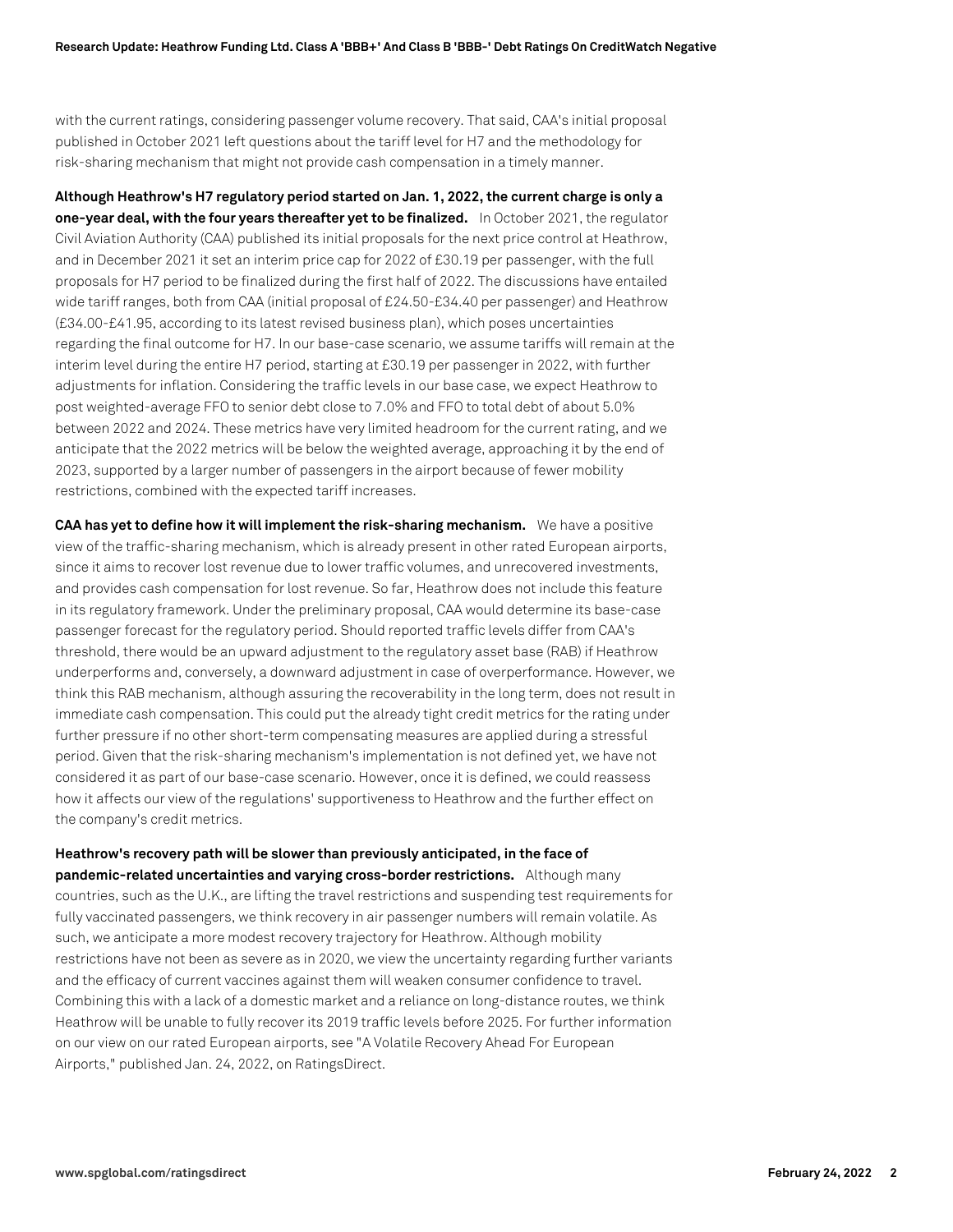with the current ratings, considering passenger volume recovery. That said, CAA's initial proposal published in October 2021 left questions about the tariff level for H7 and the methodology for risk-sharing mechanism that might not provide cash compensation in a timely manner.

**Although Heathrow's H7 regulatory period started on Jan. 1, 2022, the current charge is only a one-year deal, with the four years thereafter yet to be finalized.** In October 2021, the regulator Civil Aviation Authority (CAA) published its initial proposals for the next price control at Heathrow, and in December 2021 it set an interim price cap for 2022 of £30.19 per passenger, with the full proposals for H7 period to be finalized during the first half of 2022. The discussions have entailed wide tariff ranges, both from CAA (initial proposal of £24.50-£34.40 per passenger) and Heathrow (£34.00-£41.95, according to its latest revised business plan), which poses uncertainties regarding the final outcome for H7. In our base-case scenario, we assume tariffs will remain at the interim level during the entire H7 period, starting at £30.19 per passenger in 2022, with further adjustments for inflation. Considering the traffic levels in our base case, we expect Heathrow to post weighted-average FFO to senior debt close to 7.0% and FFO to total debt of about 5.0% between 2022 and 2024. These metrics have very limited headroom for the current rating, and we anticipate that the 2022 metrics will be below the weighted average, approaching it by the end of 2023, supported by a larger number of passengers in the airport because of fewer mobility restrictions, combined with the expected tariff increases.

**CAA has yet to define how it will implement the risk-sharing mechanism.** We have a positive view of the traffic-sharing mechanism, which is already present in other rated European airports, since it aims to recover lost revenue due to lower traffic volumes, and unrecovered investments, and provides cash compensation for lost revenue. So far, Heathrow does not include this feature in its regulatory framework. Under the preliminary proposal, CAA would determine its base-case passenger forecast for the regulatory period. Should reported traffic levels differ from CAA's threshold, there would be an upward adjustment to the regulatory asset base (RAB) if Heathrow underperforms and, conversely, a downward adjustment in case of overperformance. However, we think this RAB mechanism, although assuring the recoverability in the long term, does not result in immediate cash compensation. This could put the already tight credit metrics for the rating under further pressure if no other short-term compensating measures are applied during a stressful period. Given that the risk-sharing mechanism's implementation is not defined yet, we have not considered it as part of our base-case scenario. However, once it is defined, we could reassess how it affects our view of the regulations' supportiveness to Heathrow and the further effect on the company's credit metrics.

**Heathrow's recovery path will be slower than previously anticipated, in the face of pandemic-related uncertainties and varying cross-border restrictions.** Although many countries, such as the U.K., are lifting the travel restrictions and suspending test requirements for fully vaccinated passengers, we think recovery in air passenger numbers will remain volatile. As such, we anticipate a more modest recovery trajectory for Heathrow. Although mobility restrictions have not been as severe as in 2020, we view the uncertainty regarding further variants and the efficacy of current vaccines against them will weaken consumer confidence to travel. Combining this with a lack of a domestic market and a reliance on long-distance routes, we think Heathrow will be unable to fully recover its 2019 traffic levels before 2025. For further information on our view on our rated European airports, see "A Volatile Recovery Ahead For European Airports," published Jan. 24, 2022, on RatingsDirect.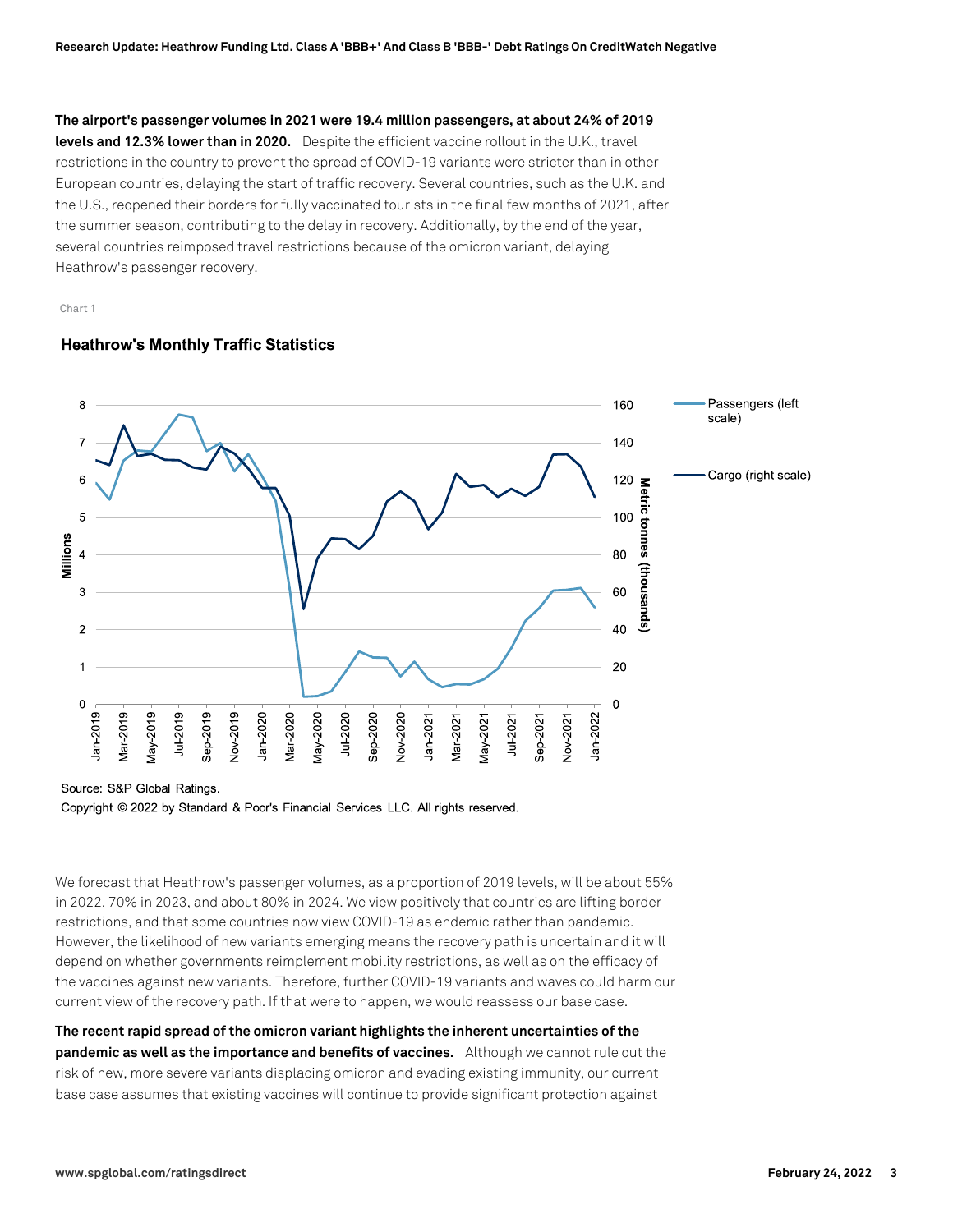**The airport's passenger volumes in 2021 were 19.4 million passengers, at about 24% of 2019 levels and 12.3% lower than in 2020.** Despite the efficient vaccine rollout in the U.K., travel restrictions in the country to prevent the spread of COVID-19 variants were stricter than in other European countries, delaying the start of traffic recovery. Several countries, such as the U.K. and the U.S., reopened their borders for fully vaccinated tourists in the final few months of 2021, after the summer season, contributing to the delay in recovery. Additionally, by the end of the year, several countries reimposed travel restrictions because of the omicron variant, delaying Heathrow's passenger recovery.

Chart 1

**Heathrow's Monthly Traffic Statistics**

Source: S&P Global Ratings.

Copyright © 2022 by Standard & Poor's Financial Services LLC. All rights reserved.

We forecast that Heathrow's passenger volumes, as a proportion of 2019 levels, will be about 55% in 2022, 70% in 2023, and about 80% in 2024. We view positively that countries are lifting border restrictions, and that some countries now view COVID-19 as endemic rather than pandemic. However, the likelihood of new variants emerging means the recovery path is uncertain and it will depend on whether governments reimplement mobility restrictions, as well as on the efficacy of the vaccines against new variants. Therefore, further COVID-19 variants and waves could harm our current view of the recovery path. If that were to happen, we would reassess our base case.

**The recent rapid spread of the omicron variant highlights the inherent uncertainties of the pandemic as well as the importance and benefits of vaccines.** Although we cannot rule out the risk of new, more severe variants displacing omicron and evading existing immunity, our current base case assumes that existing vaccines will continue to provide significant protection against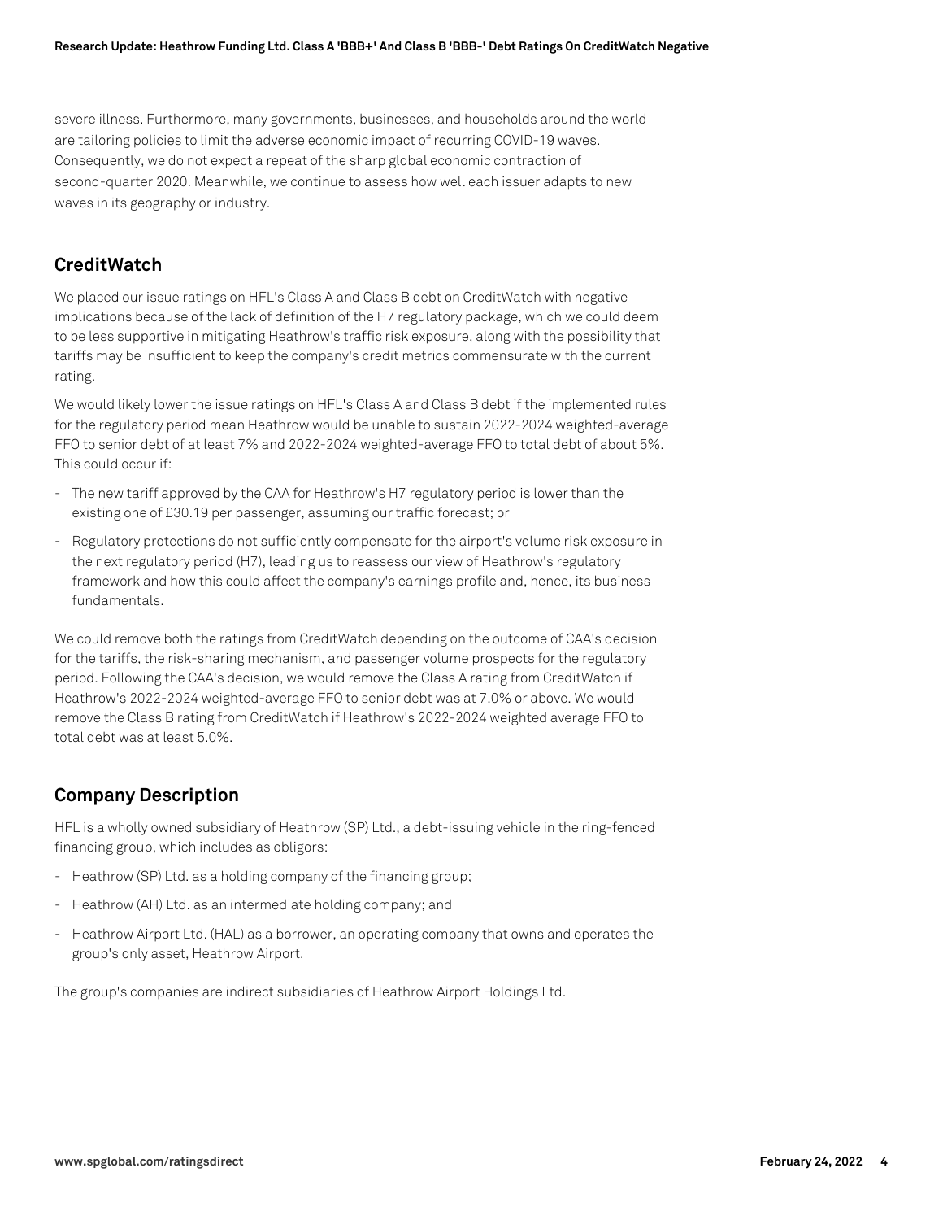severe illness. Furthermore, many governments, businesses, and households around the world are tailoring policies to limit the adverse economic impact of recurring COVID-19 waves. Consequently, we do not expect a repeat of the sharp global economic contraction of second-quarter 2020. Meanwhile, we continue to assess how well each issuer adapts to new waves in its geography or industry.

## CreditWatch

We placed our issue ratings on HFL's Class A and Class B debt on CreditWatch with negative implications because of the lack of definition of the H7 regulatory package, which we could deem to be less supportive in mitigating Heathrow's traffic risk exposure, along with the possibility that tariffs may be insufficient to keep the company's credit metrics commensurate with the current rating.

We would likely lower the issue ratings on HFL's Class A and Class B debt if the implemented rules for the regulatory period mean Heathrow would be unable to sustain 2022-2024 weighted-average FFO to senior debt of at least 7% and 2022-2024 weighted-average FFO to total debt of about 5%. This could occur if:

- The new tariff approved by the CAA for Heathrow's H7 regulatory period is lower than the existing one of £30.19 per passenger, assuming our traffic forecast; or
- Regulatory protections do not sufficiently compensate for the airport's volume risk exposure in the next regulatory period (H7), leading us to reassess our view of Heathrow's regulatory framework and how this could affect the company's earnings profile and, hence, its business fundamentals.

We could remove both the ratings from CreditWatch depending on the outcome of CAA's decision for the tariffs, the risk-sharing mechanism, and passenger volume prospects for the regulatory period. Following the CAA's decision, we would remove the Class A rating from CreditWatch if Heathrow's 2022-2024 weighted-average FFO to senior debt was at 7.0% or above. We would remove the Class B rating from CreditWatch if Heathrow's 2022-2024 weighted average FFO to total debt was at least 5.0%.

## Company Description

HFL is a wholly owned subsidiary of Heathrow (SP) Ltd., a debt-issuing vehicle in the ring-fenced financing group, which includes as obligors:

- Heathrow (SP) Ltd. as a holding company of the financing group;
- Heathrow (AH) Ltd. as an intermediate holding company; and
- Heathrow Airport Ltd. (HAL) as a borrower, an operating company that owns and operates the group's only asset, Heathrow Airport.

The group's companies are indirect subsidiaries of Heathrow Airport Holdings Ltd.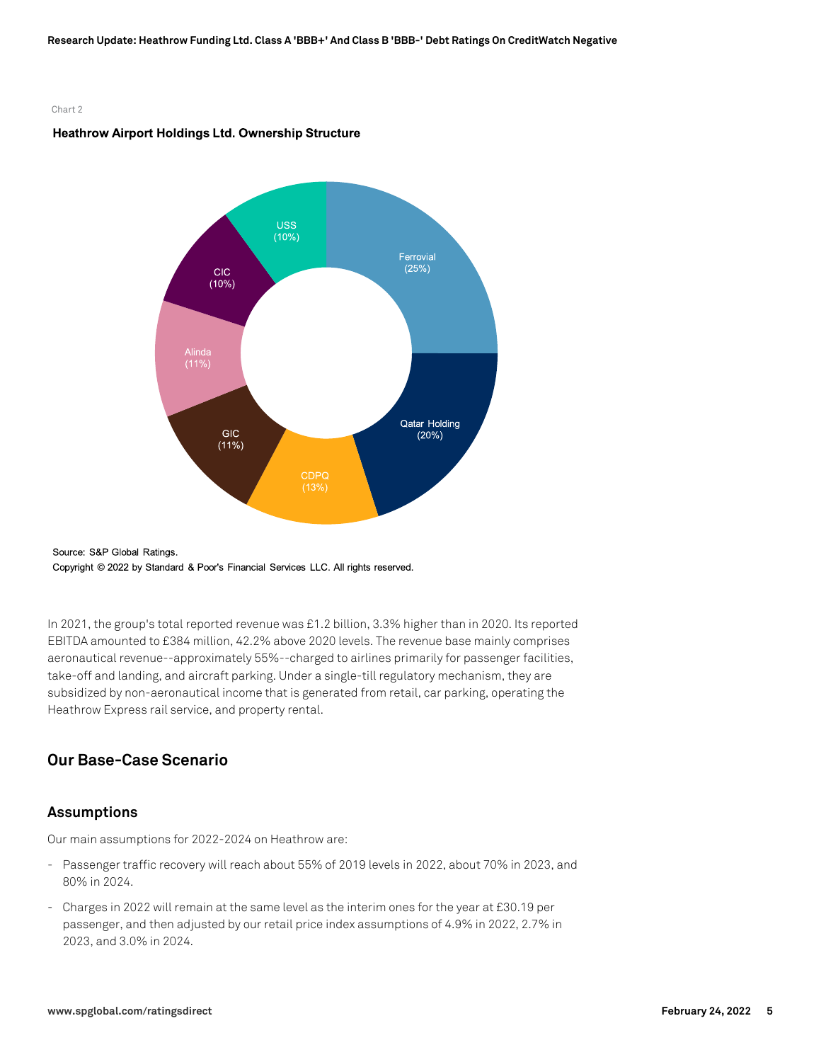Chart 2

**Heathrow Airport Holdings Ltd. Ownership Structure**

| Shareholder | Ownership |
|---|---|
| Ferrovial | 25% |
| Qatar Holding | 20% |
| CDPQ | 13% |
| GIC | 11% |
| Alinda | 11% |
| CIC | 10% |
| USS | 10% |

Source: S&P Global Ratings.

Copyright © 2022 by Standard & Poor's Financial Services LLC. All rights reserved.

In 2021, the group's total reported revenue was £1.2 billion, 3.3% higher than in 2020. Its reported EBITDA amounted to £384 million, 42.2% above 2020 levels. The revenue base mainly comprises aeronautical revenue--approximately 55%--charged to airlines primarily for passenger facilities, take-off and landing, and aircraft parking. Under a single-till regulatory mechanism, they are subsidized by non-aeronautical income that is generated from retail, car parking, operating the Heathrow Express rail service, and property rental.

## Our Base-Case Scenario

### Assumptions

Our main assumptions for 2022-2024 on Heathrow are:

- Passenger traffic recovery will reach about 55% of 2019 levels in 2022, about 70% in 2023, and 80% in 2024.
- Charges in 2022 will remain at the same level as the interim ones for the year at £30.19 per passenger, and then adjusted by our retail price index assumptions of 4.9% in 2022, 2.7% in 2023, and 3.0% in 2024.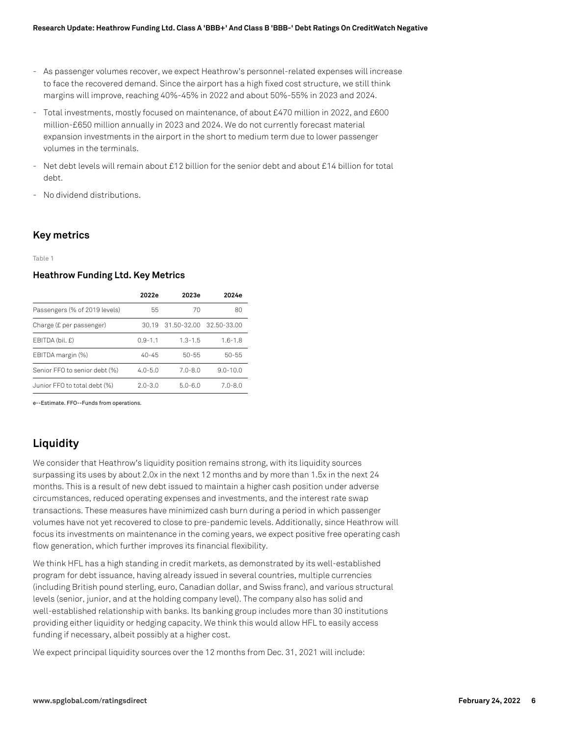- As passenger volumes recover, we expect Heathrow's personnel-related expenses will increase to face the recovered demand. Since the airport has a high fixed cost structure, we still think margins will improve, reaching 40%-45% in 2022 and about 50%-55% in 2023 and 2024.
- Total investments, mostly focused on maintenance, of about £470 million in 2022, and £600 million-£650 million annually in 2023 and 2024. We do not currently forecast material expansion investments in the airport in the short to medium term due to lower passenger volumes in the terminals.
- Net debt levels will remain about £12 billion for the senior debt and about £14 billion for total debt.
- No dividend distributions.

## Key metrics

Table 1

### Heathrow Funding Ltd. Key Metrics

| | 2022e | 2023e | 2024e |
|---|---|---|---|
| Passengers (% of 2019 levels) | 55 | 70 | 80 |
| Charge (£ per passenger) | 30.19 | 31.50-32.00 | 32.50-33.00 |
| EBITDA (bil. £) | 0.9-1.1 | 1.3-1.5 | 1.6-1.8 |
| EBITDA margin (%) | 40-45 | 50-55 | 50-55 |
| Senior FFO to senior debt (%) | 4.0-5.0 | 7.0-8.0 | 9.0-10.0 |
| Junior FFO to total debt (%) | 2.0-3.0 | 5.0-6.0 | 7.0-8.0 |

e--Estimate. FFO--Funds from operations.

## Liquidity

We consider that Heathrow's liquidity position remains strong, with its liquidity sources surpassing its uses by about 2.0x in the next 12 months and by more than 1.5x in the next 24 months. This is a result of new debt issued to maintain a higher cash position under adverse circumstances, reduced operating expenses and investments, and the interest rate swap transactions. These measures have minimized cash burn during a period in which passenger volumes have not yet recovered to close to pre-pandemic levels. Additionally, since Heathrow will focus its investments on maintenance in the coming years, we expect positive free operating cash flow generation, which further improves its financial flexibility.

We think HFL has a high standing in credit markets, as demonstrated by its well-established program for debt issuance, having already issued in several countries, multiple currencies (including British pound sterling, euro, Canadian dollar, and Swiss franc), and various structural levels (senior, junior, and at the holding company level). The company also has solid and well-established relationship with banks. Its banking group includes more than 30 institutions providing either liquidity or hedging capacity. We think this would allow HFL to easily access funding if necessary, albeit possibly at a higher cost.

We expect principal liquidity sources over the 12 months from Dec. 31, 2021 will include: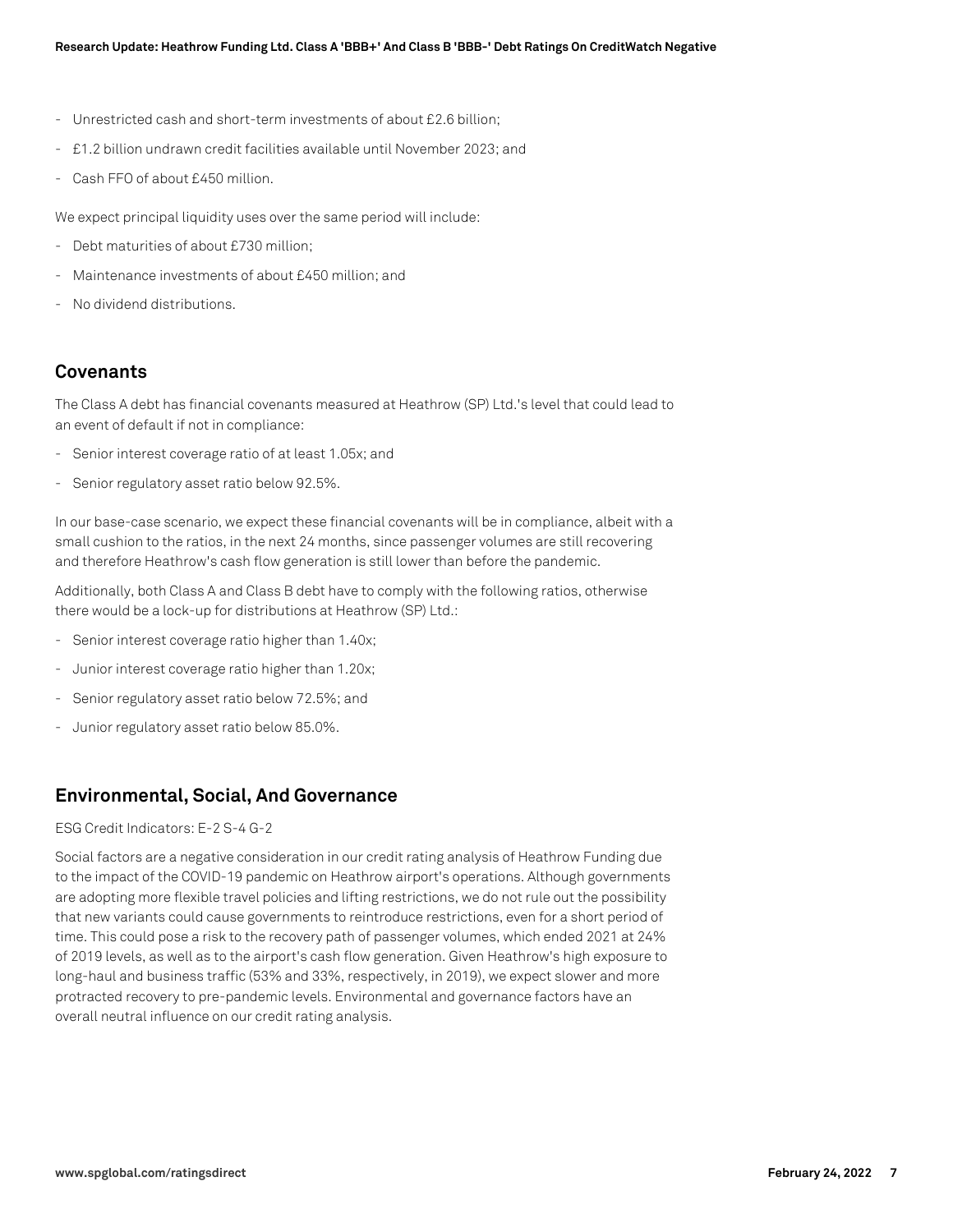- Unrestricted cash and short-term investments of about £2.6 billion;
- £1.2 billion undrawn credit facilities available until November 2023; and
- Cash FFO of about £450 million.

We expect principal liquidity uses over the same period will include:

- Debt maturities of about £730 million;
- Maintenance investments of about £450 million; and
- No dividend distributions.

## Covenants

The Class A debt has financial covenants measured at Heathrow (SP) Ltd.'s level that could lead to an event of default if not in compliance:

- Senior interest coverage ratio of at least 1.05x; and
- Senior regulatory asset ratio below 92.5%.

In our base-case scenario, we expect these financial covenants will be in compliance, albeit with a small cushion to the ratios, in the next 24 months, since passenger volumes are still recovering and therefore Heathrow's cash flow generation is still lower than before the pandemic.

Additionally, both Class A and Class B debt have to comply with the following ratios, otherwise there would be a lock-up for distributions at Heathrow (SP) Ltd.:

- Senior interest coverage ratio higher than 1.40x;
- Junior interest coverage ratio higher than 1.20x;
- Senior regulatory asset ratio below 72.5%; and
- Junior regulatory asset ratio below 85.0%.

## Environmental, Social, And Governance

ESG Credit Indicators: E-2 S-4 G-2

Social factors are a negative consideration in our credit rating analysis of Heathrow Funding due to the impact of the COVID-19 pandemic on Heathrow airport's operations. Although governments are adopting more flexible travel policies and lifting restrictions, we do not rule out the possibility that new variants could cause governments to reintroduce restrictions, even for a short period of time. This could pose a risk to the recovery path of passenger volumes, which ended 2021 at 24% of 2019 levels, as well as to the airport's cash flow generation. Given Heathrow's high exposure to long-haul and business traffic (53% and 33%, respectively, in 2019), we expect slower and more protracted recovery to pre-pandemic levels. Environmental and governance factors have an overall neutral influence on our credit rating analysis.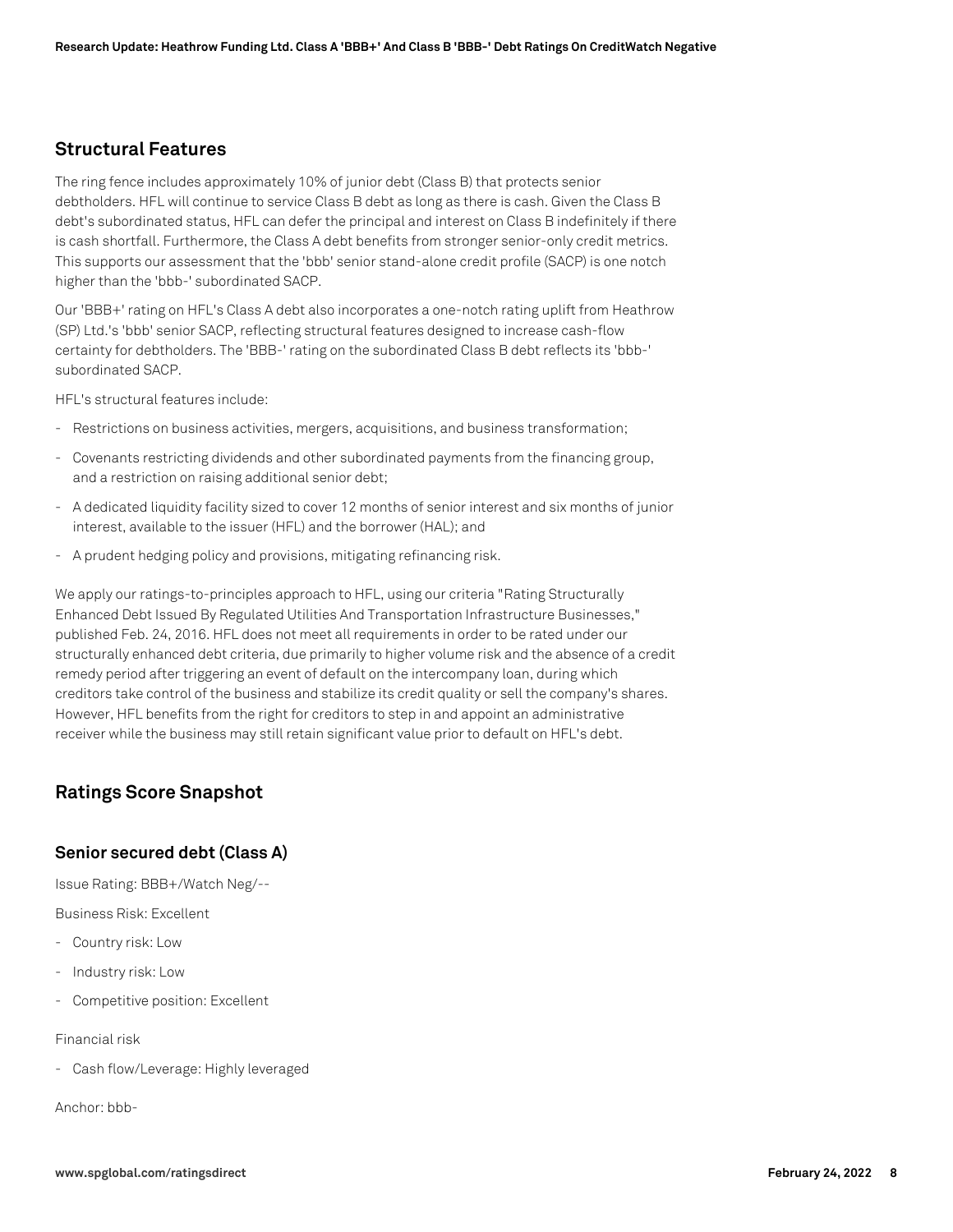## Structural Features

The ring fence includes approximately 10% of junior debt (Class B) that protects senior debtholders. HFL will continue to service Class B debt as long as there is cash. Given the Class B debt's subordinated status, HFL can defer the principal and interest on Class B indefinitely if there is cash shortfall. Furthermore, the Class A debt benefits from stronger senior-only credit metrics. This supports our assessment that the 'bbb' senior stand-alone credit profile (SACP) is one notch higher than the 'bbb-' subordinated SACP.

Our 'BBB+' rating on HFL's Class A debt also incorporates a one-notch rating uplift from Heathrow (SP) Ltd.'s 'bbb' senior SACP, reflecting structural features designed to increase cash-flow certainty for debtholders. The 'BBB-' rating on the subordinated Class B debt reflects its 'bbb-' subordinated SACP.

HFL's structural features include:

- Restrictions on business activities, mergers, acquisitions, and business transformation;
- Covenants restricting dividends and other subordinated payments from the financing group, and a restriction on raising additional senior debt;
- A dedicated liquidity facility sized to cover 12 months of senior interest and six months of junior interest, available to the issuer (HFL) and the borrower (HAL); and
- A prudent hedging policy and provisions, mitigating refinancing risk.

We apply our ratings-to-principles approach to HFL, using our criteria "Rating Structurally Enhanced Debt Issued By Regulated Utilities And Transportation Infrastructure Businesses," published Feb. 24, 2016. HFL does not meet all requirements in order to be rated under our structurally enhanced debt criteria, due primarily to higher volume risk and the absence of a credit remedy period after triggering an event of default on the intercompany loan, during which creditors take control of the business and stabilize its credit quality or sell the company's shares. However, HFL benefits from the right for creditors to step in and appoint an administrative receiver while the business may still retain significant value prior to default on HFL's debt.

## Ratings Score Snapshot

### Senior secured debt (Class A)

Issue Rating: BBB+/Watch Neg/--

Business Risk: Excellent

- Country risk: Low
- Industry risk: Low
- Competitive position: Excellent

Financial risk

- Cash flow/Leverage: Highly leveraged

Anchor: bbb-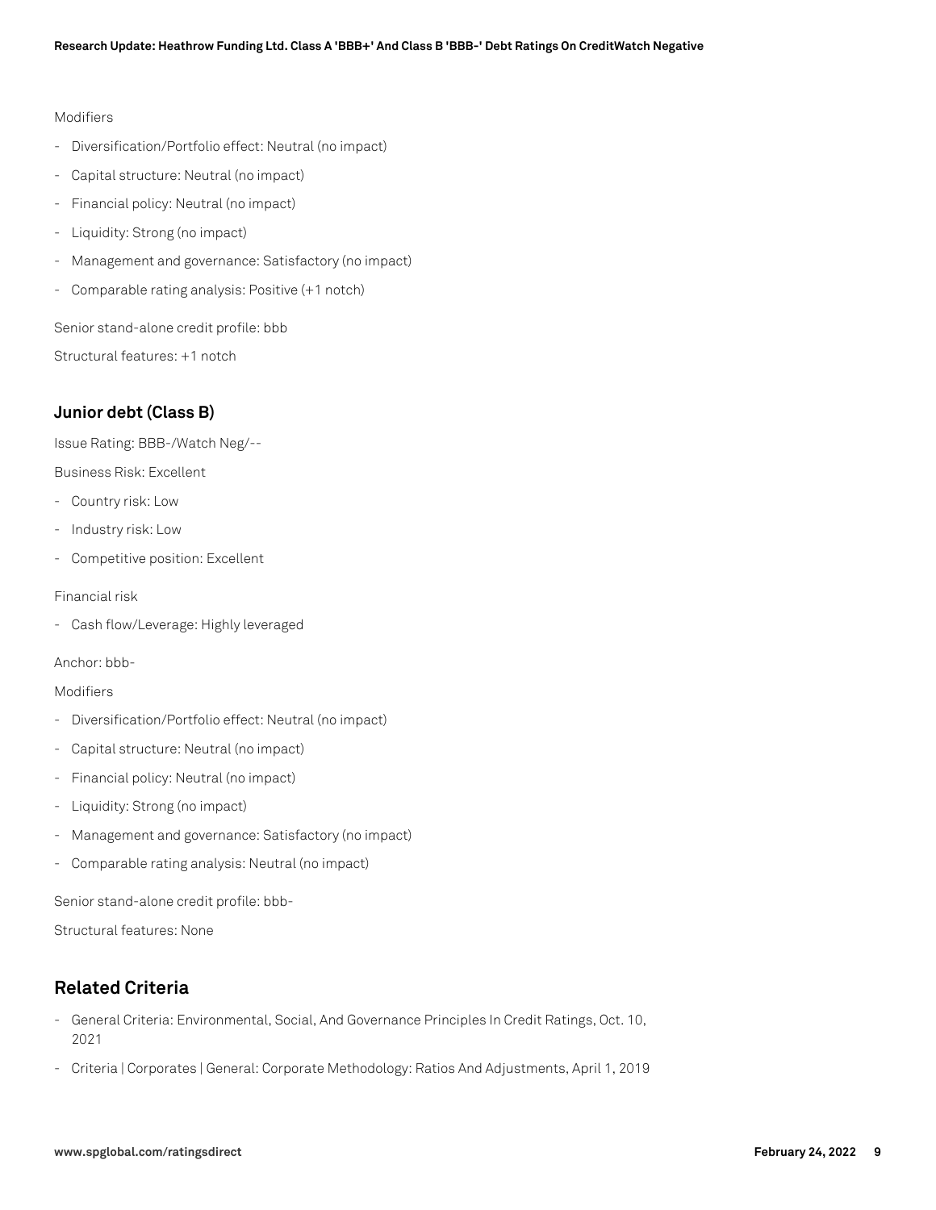Modifiers

- Diversification/Portfolio effect: Neutral (no impact)
- Capital structure: Neutral (no impact)
- Financial policy: Neutral (no impact)
- Liquidity: Strong (no impact)
- Management and governance: Satisfactory (no impact)
- Comparable rating analysis: Positive (+1 notch)

Senior stand-alone credit profile: bbb

Structural features: +1 notch

### Junior debt (Class B)

Issue Rating: BBB-/Watch Neg/--

Business Risk: Excellent

- Country risk: Low
- Industry risk: Low
- Competitive position: Excellent

Financial risk

- Cash flow/Leverage: Highly leveraged

Anchor: bbb-

Modifiers

- Diversification/Portfolio effect: Neutral (no impact)
- Capital structure: Neutral (no impact)
- Financial policy: Neutral (no impact)
- Liquidity: Strong (no impact)
- Management and governance: Satisfactory (no impact)
- Comparable rating analysis: Neutral (no impact)

Senior stand-alone credit profile: bbb-

Structural features: None

## Related Criteria

- General Criteria: Environmental, Social, And Governance Principles In Credit Ratings, Oct. 10, 2021
- Criteria | Corporates | General: Corporate Methodology: Ratios And Adjustments, April 1, 2019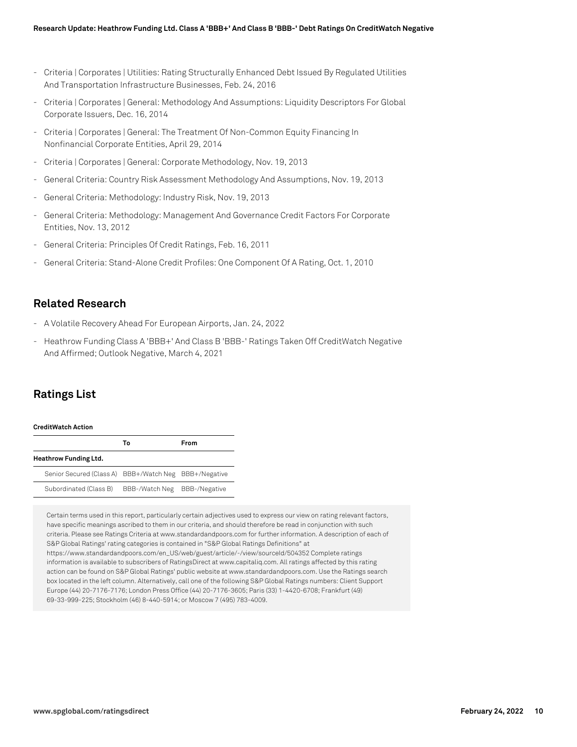- Criteria | Corporates | Utilities: Rating Structurally Enhanced Debt Issued By Regulated Utilities And Transportation Infrastructure Businesses, Feb. 24, 2016
- Criteria | Corporates | General: Methodology And Assumptions: Liquidity Descriptors For Global Corporate Issuers, Dec. 16, 2014
- Criteria | Corporates | General: The Treatment Of Non-Common Equity Financing In Nonfinancial Corporate Entities, April 29, 2014
- Criteria | Corporates | General: Corporate Methodology, Nov. 19, 2013
- General Criteria: Country Risk Assessment Methodology And Assumptions, Nov. 19, 2013
- General Criteria: Methodology: Industry Risk, Nov. 19, 2013
- General Criteria: Methodology: Management And Governance Credit Factors For Corporate Entities, Nov. 13, 2012
- General Criteria: Principles Of Credit Ratings, Feb. 16, 2011
- General Criteria: Stand-Alone Credit Profiles: One Component Of A Rating, Oct. 1, 2010

## Related Research

- A Volatile Recovery Ahead For European Airports, Jan. 24, 2022
- Heathrow Funding Class A 'BBB+' And Class B 'BBB-' Ratings Taken Off CreditWatch Negative And Affirmed; Outlook Negative, March 4, 2021

## Ratings List

**CreditWatch Action**

| | To | From |
|---|---|---|
| **Heathrow Funding Ltd.** | | |
| Senior Secured (Class A) | BBB+/Watch Neg | BBB+/Negative |
| Subordinated (Class B) | BBB-/Watch Neg | BBB-/Negative |

Certain terms used in this report, particularly certain adjectives used to express our view on rating relevant factors, have specific meanings ascribed to them in our criteria, and should therefore be read in conjunction with such criteria. Please see Ratings Criteria at www.standardandpoors.com for further information. A description of each of S&P Global Ratings' rating categories is contained in "S&P Global Ratings Definitions" at https://www.standardandpoors.com/en_US/web/guest/article/-/view/sourceId/504352 Complete ratings information is available to subscribers of RatingsDirect at www.capitaliq.com. All ratings affected by this rating action can be found on S&P Global Ratings' public website at www.standardandpoors.com. Use the Ratings search box located in the left column. Alternatively, call one of the following S&P Global Ratings numbers: Client Support Europe (44) 20-7176-7176; London Press Office (44) 20-7176-3605; Paris (33) 1-4420-6708; Frankfurt (49) 69-33-999-225; Stockholm (46) 8-440-5914; or Moscow 7 (495) 783-4009.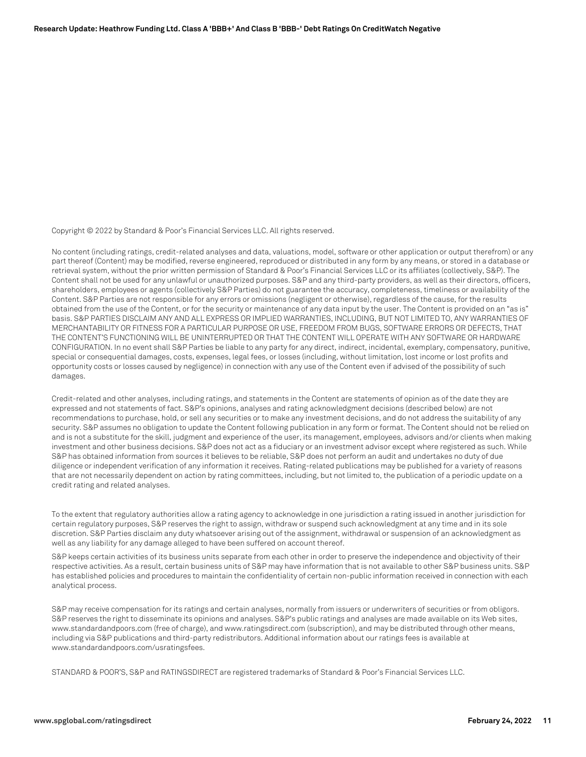Copyright © 2022 by Standard & Poor's Financial Services LLC. All rights reserved.

No content (including ratings, credit-related analyses and data, valuations, model, software or other application or output therefrom) or any part thereof (Content) may be modified, reverse engineered, reproduced or distributed in any form by any means, or stored in a database or retrieval system, without the prior written permission of Standard & Poor's Financial Services LLC or its affiliates (collectively, S&P). The Content shall not be used for any unlawful or unauthorized purposes. S&P and any third-party providers, as well as their directors, officers, shareholders, employees or agents (collectively S&P Parties) do not guarantee the accuracy, completeness, timeliness or availability of the Content. S&P Parties are not responsible for any errors or omissions (negligent or otherwise), regardless of the cause, for the results obtained from the use of the Content, or for the security or maintenance of any data input by the user. The Content is provided on an "as is" basis. S&P PARTIES DISCLAIM ANY AND ALL EXPRESS OR IMPLIED WARRANTIES, INCLUDING, BUT NOT LIMITED TO, ANY WARRANTIES OF MERCHANTABILITY OR FITNESS FOR A PARTICULAR PURPOSE OR USE, FREEDOM FROM BUGS, SOFTWARE ERRORS OR DEFECTS, THAT THE CONTENT'S FUNCTIONING WILL BE UNINTERRUPTED OR THAT THE CONTENT WILL OPERATE WITH ANY SOFTWARE OR HARDWARE CONFIGURATION. In no event shall S&P Parties be liable to any party for any direct, indirect, incidental, exemplary, compensatory, punitive, special or consequential damages, costs, expenses, legal fees, or losses (including, without limitation, lost income or lost profits and opportunity costs or losses caused by negligence) in connection with any use of the Content even if advised of the possibility of such damages.

Credit-related and other analyses, including ratings, and statements in the Content are statements of opinion as of the date they are expressed and not statements of fact. S&P's opinions, analyses and rating acknowledgment decisions (described below) are not recommendations to purchase, hold, or sell any securities or to make any investment decisions, and do not address the suitability of any security. S&P assumes no obligation to update the Content following publication in any form or format. The Content should not be relied on and is not a substitute for the skill, judgment and experience of the user, its management, employees, advisors and/or clients when making investment and other business decisions. S&P does not act as a fiduciary or an investment advisor except where registered as such. While S&P has obtained information from sources it believes to be reliable, S&P does not perform an audit and undertakes no duty of due diligence or independent verification of any information it receives. Rating-related publications may be published for a variety of reasons that are not necessarily dependent on action by rating committees, including, but not limited to, the publication of a periodic update on a credit rating and related analyses.

To the extent that regulatory authorities allow a rating agency to acknowledge in one jurisdiction a rating issued in another jurisdiction for certain regulatory purposes, S&P reserves the right to assign, withdraw or suspend such acknowledgment at any time and in its sole discretion. S&P Parties disclaim any duty whatsoever arising out of the assignment, withdrawal or suspension of an acknowledgment as well as any liability for any damage alleged to have been suffered on account thereof.

S&P keeps certain activities of its business units separate from each other in order to preserve the independence and objectivity of their respective activities. As a result, certain business units of S&P may have information that is not available to other S&P business units. S&P has established policies and procedures to maintain the confidentiality of certain non-public information received in connection with each analytical process.

S&P may receive compensation for its ratings and certain analyses, normally from issuers or underwriters of securities or from obligors. S&P reserves the right to disseminate its opinions and analyses. S&P's public ratings and analyses are made available on its Web sites, www.standardandpoors.com (free of charge), and www.ratingsdirect.com (subscription), and may be distributed through other means, including via S&P publications and third-party redistributors. Additional information about our ratings fees is available at www.standardandpoors.com/usratingsfees.

STANDARD & POOR'S, S&P and RATINGSDIRECT are registered trademarks of Standard & Poor's Financial Services LLC.